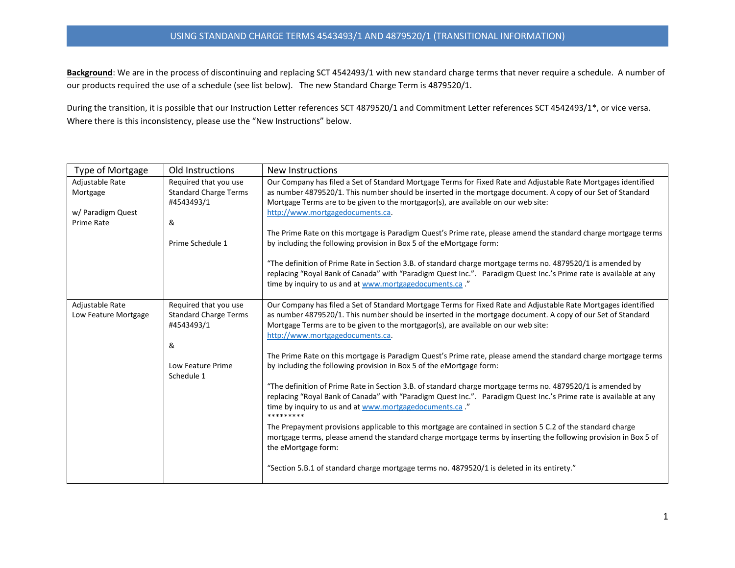# USING STANDARD CHARGE TERMS 4543493/1 AND 4879520/1 (TRANSITIONAL INFORMATION)

**Background**: We are in the process of discontinuing and replacing SCT 4542493/1 with new standard charge terms that never require a schedule. A number of our products required the use of a schedule (see list below). The new Standard Charge Term is 4879520/1.

During the transition, it is possible that our Instruction Letter references SCT 4879520/1 and Commitment Letter references SCT 4542493/1*, or vice versa. Where there is this inconsistency, please use the "New Instructions" below.

| Type of Mortgage | Old Instructions | New Instructions |
|---|---|---|
| Adjustable Rate Mortgage<br><br>w/ Paradigm Quest Prime Rate | Required that you use Standard Charge Terms #4543493/1<br><br>&<br><br>Prime Schedule 1 | Our Company has filed a Set of Standard Mortgage Terms for Fixed Rate and Adjustable Rate Mortgages identified as number 4879520/1. This number should be inserted in the mortgage document. A copy of our Set of Standard Mortgage Terms are to be given to the mortgagor(s), are available on our web site: http://www.mortgagedocuments.ca.<br><br>The Prime Rate on this mortgage is Paradigm Quest's Prime rate, please amend the standard charge mortgage terms by including the following provision in Box 5 of the eMortgage form:<br><br>"The definition of Prime Rate in Section 3.B. of standard charge mortgage terms no. 4879520/1 is amended by replacing "Royal Bank of Canada" with "Paradigm Quest Inc.". Paradigm Quest Inc.'s Prime rate is available at any time by inquiry to us and at www.mortgagedocuments.ca ." |
| Adjustable Rate Low Feature Mortgage | Required that you use Standard Charge Terms #4543493/1<br><br>&<br><br>Low Feature Prime Schedule 1 | Our Company has filed a Set of Standard Mortgage Terms for Fixed Rate and Adjustable Rate Mortgages identified as number 4879520/1. This number should be inserted in the mortgage document. A copy of our Set of Standard Mortgage Terms are to be given to the mortgagor(s), are available on our web site: http://www.mortgagedocuments.ca.<br><br>The Prime Rate on this mortgage is Paradigm Quest's Prime rate, please amend the standard charge mortgage terms by including the following provision in Box 5 of the eMortgage form:<br><br>"The definition of Prime Rate in Section 3.B. of standard charge mortgage terms no. 4879520/1 is amended by replacing "Royal Bank of Canada" with "Paradigm Quest Inc.". Paradigm Quest Inc.'s Prime rate is available at any time by inquiry to us and at www.mortgagedocuments.ca ."<br>*********<br>The Prepayment provisions applicable to this mortgage are contained in section 5 C.2 of the standard charge mortgage terms, please amend the standard charge mortgage terms by inserting the following provision in Box 5 of the eMortgage form:<br><br>"Section 5.B.1 of standard charge mortgage terms no. 4879520/1 is deleted in its entirety." |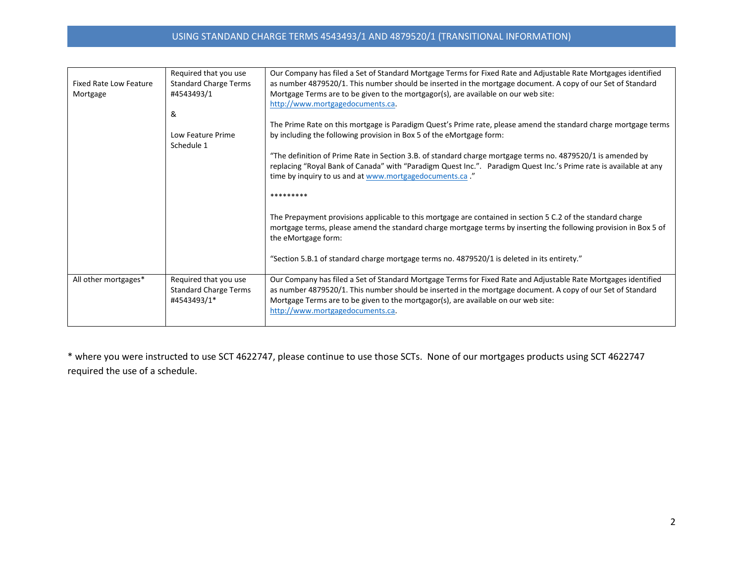## USING STANDAND CHARGE TERMS 4543493/1 AND 4879520/1 (TRANSITIONAL INFORMATION)

| | | |
|---|---|---|
| Fixed Rate Low Feature Mortgage | Required that you use Standard Charge Terms #4543493/1<br><br>&<br><br>Low Feature Prime Schedule 1 | Our Company has filed a Set of Standard Mortgage Terms for Fixed Rate and Adjustable Rate Mortgages identified as number 4879520/1. This number should be inserted in the mortgage document. A copy of our Set of Standard Mortgage Terms are to be given to the mortgagor(s), are available on our web site: http://www.mortgagedocuments.ca.<br><br>The Prime Rate on this mortgage is Paradigm Quest's Prime rate, please amend the standard charge mortgage terms by including the following provision in Box 5 of the eMortgage form:<br><br>"The definition of Prime Rate in Section 3.B. of standard charge mortgage terms no. 4879520/1 is amended by replacing "Royal Bank of Canada" with "Paradigm Quest Inc.". Paradigm Quest Inc.'s Prime rate is available at any time by inquiry to us and at www.mortgagedocuments.ca ."<br><br>*********<br><br>The Prepayment provisions applicable to this mortgage are contained in section 5 C.2 of the standard charge mortgage terms, please amend the standard charge mortgage terms by inserting the following provision in Box 5 of the eMortgage form:<br><br>"Section 5.B.1 of standard charge mortgage terms no. 4879520/1 is deleted in its entirety." |
| All other mortgages* | Required that you use Standard Charge Terms #4543493/1* | Our Company has filed a Set of Standard Mortgage Terms for Fixed Rate and Adjustable Rate Mortgages identified as number 4879520/1. This number should be inserted in the mortgage document. A copy of our Set of Standard Mortgage Terms are to be given to the mortgagor(s), are available on our web site: http://www.mortgagedocuments.ca. |

* where you were instructed to use SCT 4622747, please continue to use those SCTs. None of our mortgages products using SCT 4622747 required the use of a schedule.